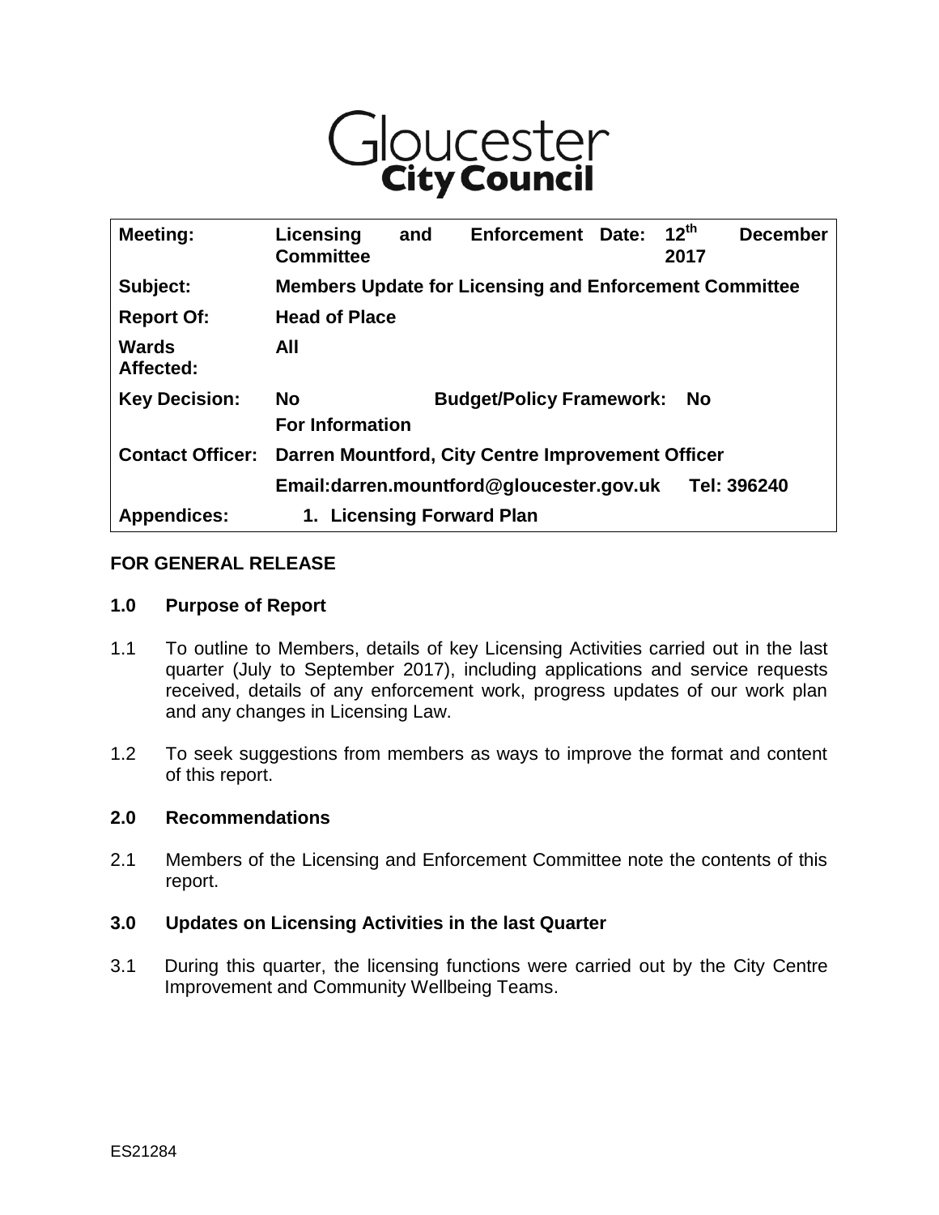Gloucester City Council

| Meeting: | Licensing and Enforcement Committee | Date: | 12th December 2017 |
|---|---|---|---|
| Subject: | Members Update for Licensing and Enforcement Committee | | |
| Report Of: | Head of Place | | |
| Wards Affected: | All | | |
| Key Decision: | No For Information | Budget/Policy Framework: | No |
| Contact Officer: | Darren Mountford, City Centre Improvement Officer | | |
| | Email:darren.mountford@gloucester.gov.uk | | Tel: 396240 |
| Appendices: | 1. Licensing Forward Plan | | |

**FOR GENERAL RELEASE**

## 1.0 Purpose of Report

1.1 To outline to Members, details of key Licensing Activities carried out in the last quarter (July to September 2017), including applications and service requests received, details of any enforcement work, progress updates of our work plan and any changes in Licensing Law.

1.2 To seek suggestions from members as ways to improve the format and content of this report.

## 2.0 Recommendations

2.1 Members of the Licensing and Enforcement Committee note the contents of this report.

## 3.0 Updates on Licensing Activities in the last Quarter

3.1 During this quarter, the licensing functions were carried out by the City Centre Improvement and Community Wellbeing Teams.

ES21284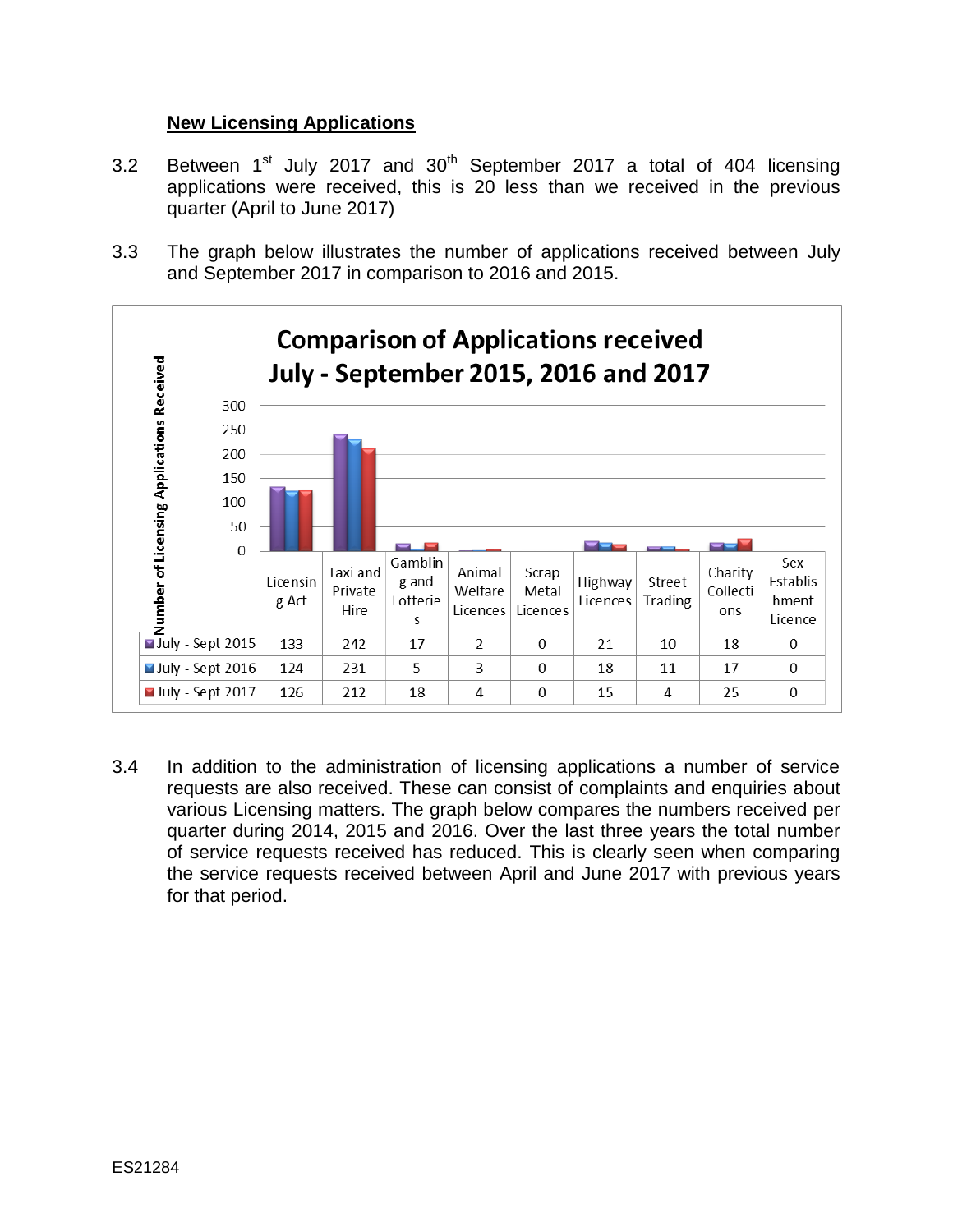**New Licensing Applications**

3.2 Between 1st July 2017 and 30th September 2017 a total of 404 licensing applications were received, this is 20 less than we received in the previous quarter (April to June 2017)

3.3 The graph below illustrates the number of applications received between July and September 2017 in comparison to 2016 and 2015.

**Comparison of Applications received July - September 2015, 2016 and 2017**

| | Licensing Act | Taxi and Private Hire | Gambling and Lotteries | Animal Welfare Licences | Scrap Metal Licences | Highway Licences | Street Trading | Charity Collections | Sex Establishment Licence |
|---|---|---|---|---|---|---|---|---|---|
| July - Sept 2015 | 133 | 242 | 17 | 2 | 0 | 21 | 10 | 18 | 0 |
| July - Sept 2016 | 124 | 231 | 5 | 3 | 0 | 18 | 11 | 17 | 0 |
| July - Sept 2017 | 126 | 212 | 18 | 4 | 0 | 15 | 4 | 25 | 0 |

3.4 In addition to the administration of licensing applications a number of service requests are also received. These can consist of complaints and enquiries about various Licensing matters. The graph below compares the numbers received per quarter during 2014, 2015 and 2016. Over the last three years the total number of service requests received has reduced. This is clearly seen when comparing the service requests received between April and June 2017 with previous years for that period.

ES21284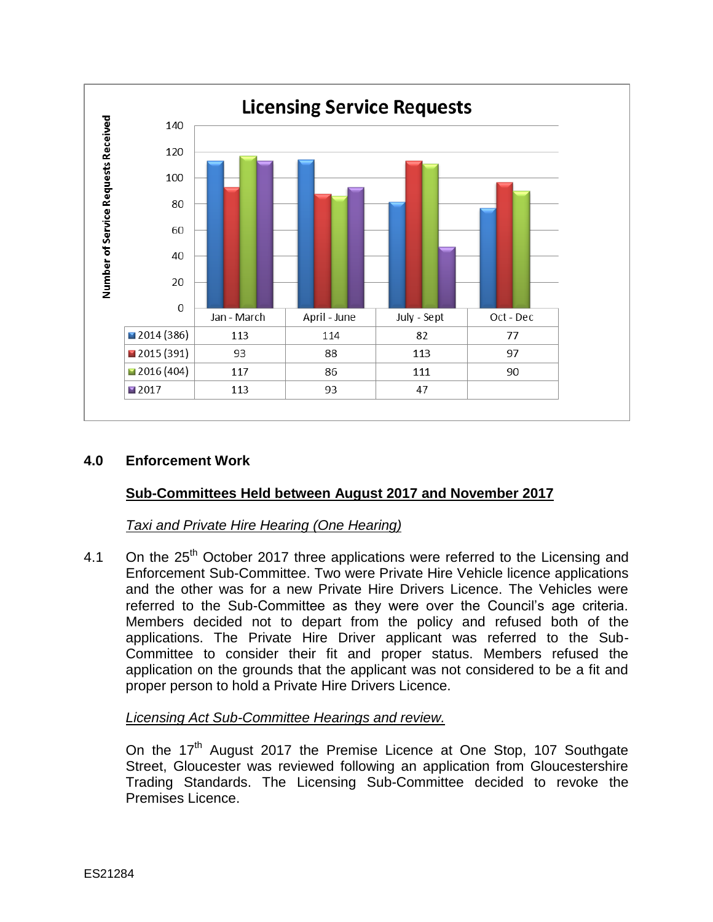**Licensing Service Requests**

| | Jan - March | April - June | July - Sept | Oct - Dec |
|---|---|---|---|---|
| 2014 (386) | 113 | 114 | 82 | 77 |
| 2015 (391) | 93 | 88 | 113 | 97 |
| 2016 (404) | 117 | 86 | 111 | 90 |
| 2017 | 113 | 93 | 47 | |

## 4.0 Enforcement Work

**Sub-Committees Held between August 2017 and November 2017**

*Taxi and Private Hire Hearing (One Hearing)*

4.1 On the 25th October 2017 three applications were referred to the Licensing and Enforcement Sub-Committee. Two were Private Hire Vehicle licence applications and the other was for a new Private Hire Drivers Licence. The Vehicles were referred to the Sub-Committee as they were over the Council's age criteria. Members decided not to depart from the policy and refused both of the applications. The Private Hire Driver applicant was referred to the Sub-Committee to consider their fit and proper status. Members refused the application on the grounds that the applicant was not considered to be a fit and proper person to hold a Private Hire Drivers Licence.

*Licensing Act Sub-Committee Hearings and review.*

On the 17th August 2017 the Premise Licence at One Stop, 107 Southgate Street, Gloucester was reviewed following an application from Gloucestershire Trading Standards. The Licensing Sub-Committee decided to revoke the Premises Licence.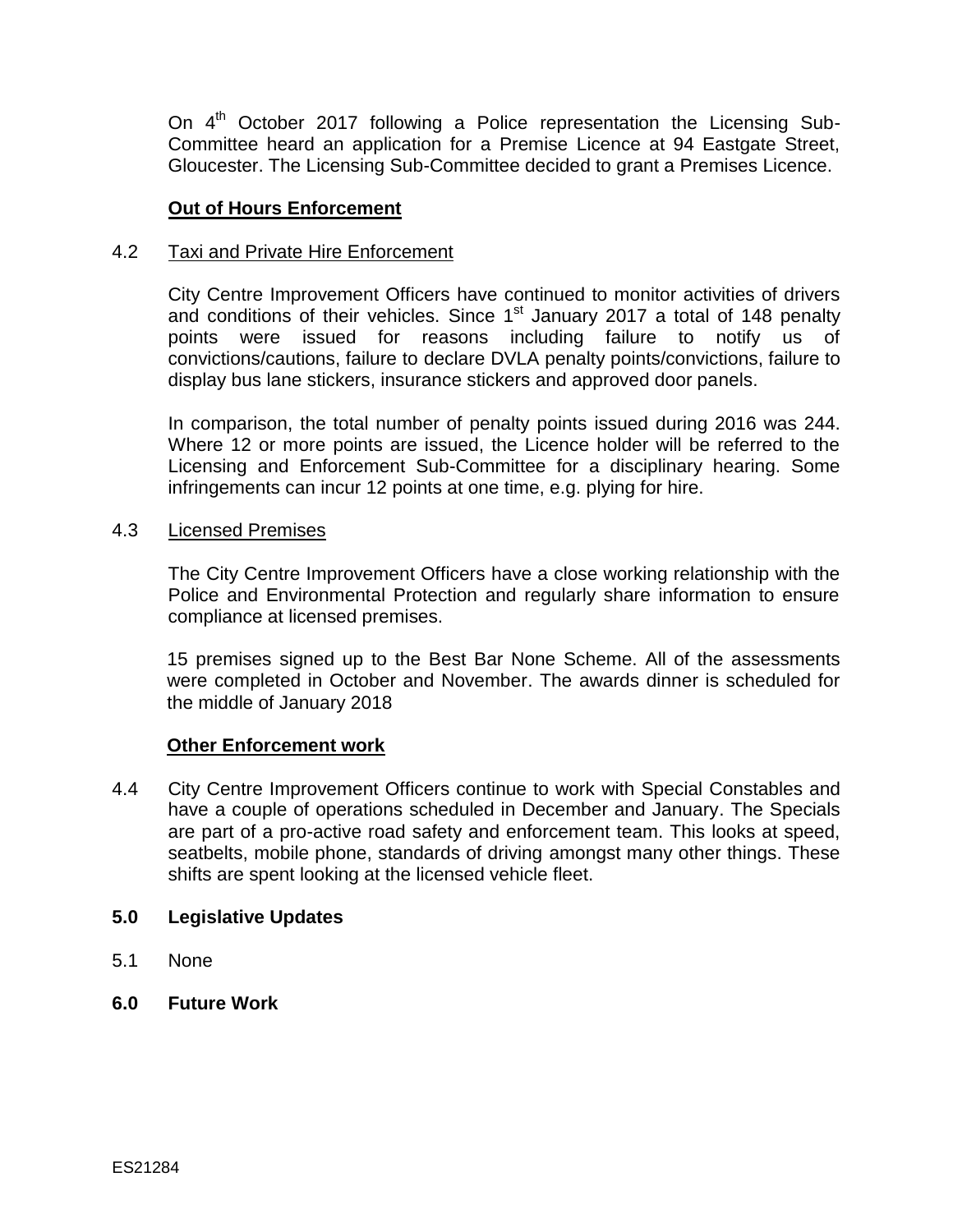On 4th October 2017 following a Police representation the Licensing Sub-Committee heard an application for a Premise Licence at 94 Eastgate Street, Gloucester. The Licensing Sub-Committee decided to grant a Premises Licence.

**Out of Hours Enforcement**

4.2 Taxi and Private Hire Enforcement

City Centre Improvement Officers have continued to monitor activities of drivers and conditions of their vehicles. Since 1st January 2017 a total of 148 penalty points were issued for reasons including failure to notify us of convictions/cautions, failure to declare DVLA penalty points/convictions, failure to display bus lane stickers, insurance stickers and approved door panels.

In comparison, the total number of penalty points issued during 2016 was 244. Where 12 or more points are issued, the Licence holder will be referred to the Licensing and Enforcement Sub-Committee for a disciplinary hearing. Some infringements can incur 12 points at one time, e.g. plying for hire.

4.3 Licensed Premises

The City Centre Improvement Officers have a close working relationship with the Police and Environmental Protection and regularly share information to ensure compliance at licensed premises.

15 premises signed up to the Best Bar None Scheme. All of the assessments were completed in October and November. The awards dinner is scheduled for the middle of January 2018

**Other Enforcement work**

4.4 City Centre Improvement Officers continue to work with Special Constables and have a couple of operations scheduled in December and January. The Specials are part of a pro-active road safety and enforcement team. This looks at speed, seatbelts, mobile phone, standards of driving amongst many other things. These shifts are spent looking at the licensed vehicle fleet.

**5.0 Legislative Updates**

5.1 None

**6.0 Future Work**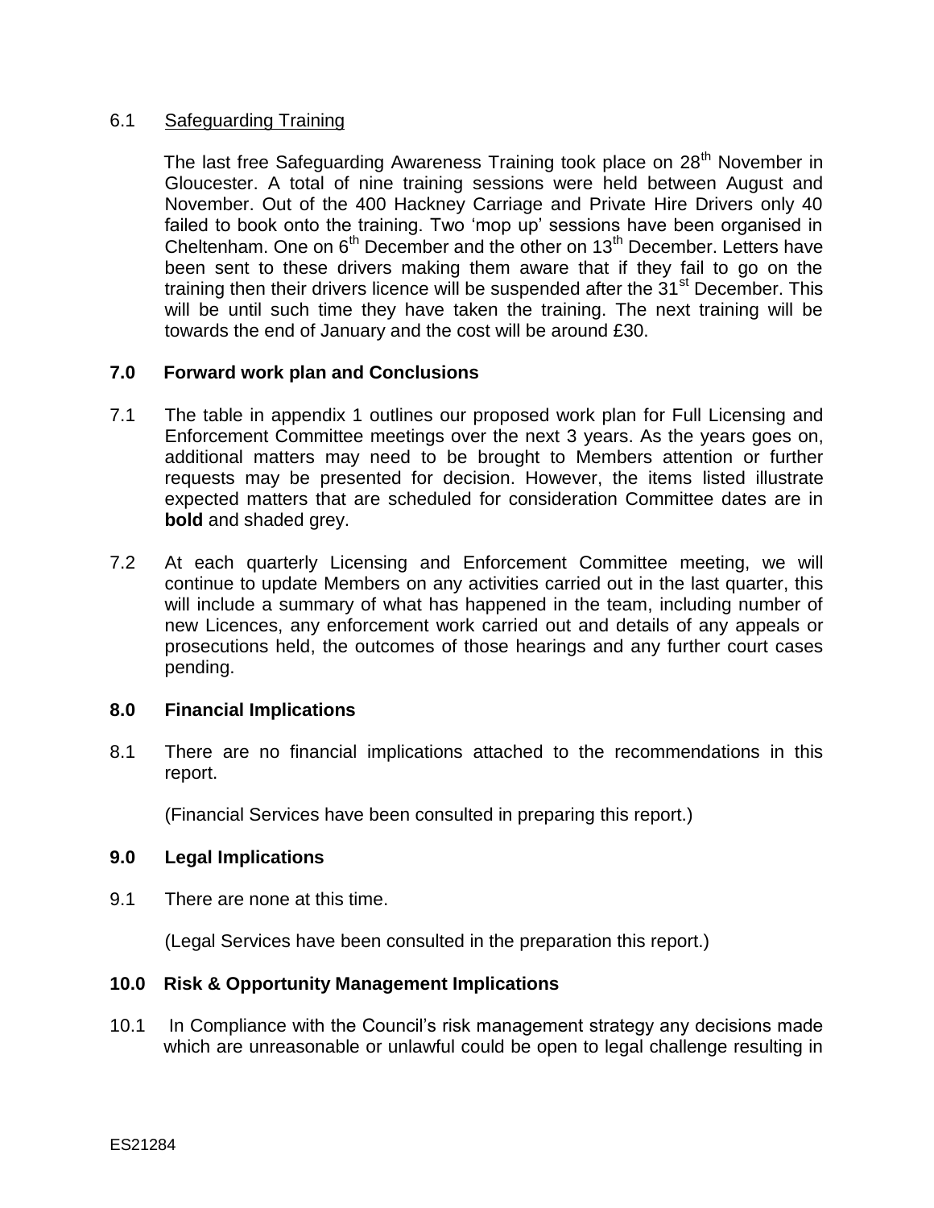6.1 Safeguarding Training

The last free Safeguarding Awareness Training took place on 28th November in Gloucester. A total of nine training sessions were held between August and November. Out of the 400 Hackney Carriage and Private Hire Drivers only 40 failed to book onto the training. Two 'mop up' sessions have been organised in Cheltenham. One on 6th December and the other on 13th December. Letters have been sent to these drivers making them aware that if they fail to go on the training then their drivers licence will be suspended after the 31st December. This will be until such time they have taken the training. The next training will be towards the end of January and the cost will be around £30.

## 7.0 Forward work plan and Conclusions

7.1 The table in appendix 1 outlines our proposed work plan for Full Licensing and Enforcement Committee meetings over the next 3 years. As the years goes on, additional matters may need to be brought to Members attention or further requests may be presented for decision. However, the items listed illustrate expected matters that are scheduled for consideration Committee dates are in **bold** and shaded grey.

7.2 At each quarterly Licensing and Enforcement Committee meeting, we will continue to update Members on any activities carried out in the last quarter, this will include a summary of what has happened in the team, including number of new Licences, any enforcement work carried out and details of any appeals or prosecutions held, the outcomes of those hearings and any further court cases pending.

## 8.0 Financial Implications

8.1 There are no financial implications attached to the recommendations in this report.

(Financial Services have been consulted in preparing this report.)

## 9.0 Legal Implications

9.1 There are none at this time.

(Legal Services have been consulted in the preparation this report.)

## 10.0 Risk & Opportunity Management Implications

10.1 In Compliance with the Council's risk management strategy any decisions made which are unreasonable or unlawful could be open to legal challenge resulting in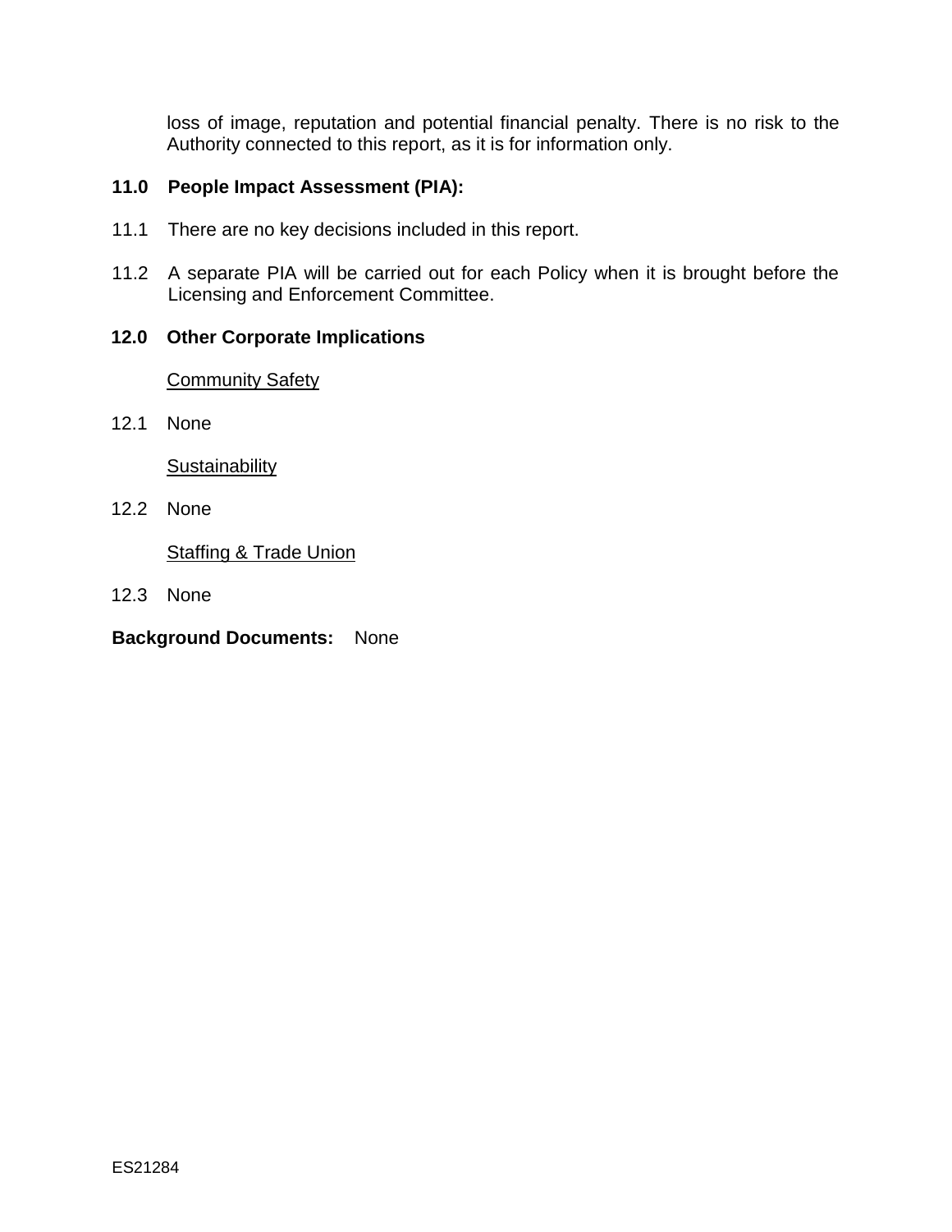loss of image, reputation and potential financial penalty. There is no risk to the Authority connected to this report, as it is for information only.

## 11.0 People Impact Assessment (PIA):

11.1 There are no key decisions included in this report.

11.2 A separate PIA will be carried out for each Policy when it is brought before the Licensing and Enforcement Committee.

## 12.0 Other Corporate Implications

Community Safety

12.1 None

Sustainability

12.2 None

Staffing & Trade Union

12.3 None

**Background Documents:** None

ES21284